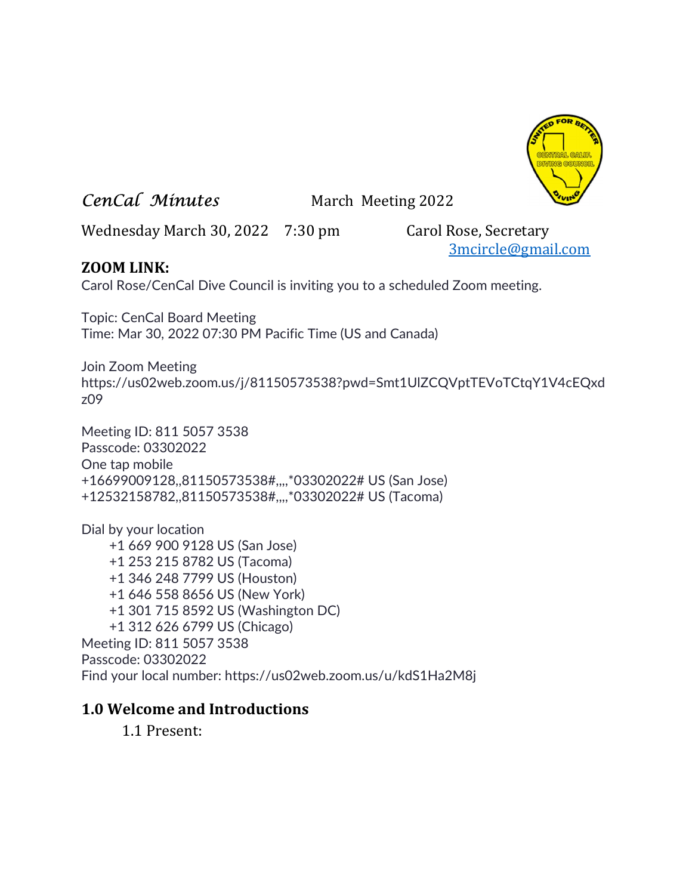*CenCal Minutes* March Meeting 2022

Wednesday March 30, 2022 7:30 pm Carol Rose, Secretary
[3mcircle@gmail.com](mailto:3mcircle@gmail.com)

**ZOOM LINK:**

Carol Rose/CenCal Dive Council is inviting you to a scheduled Zoom meeting.

Topic: CenCal Board Meeting
Time: Mar 30, 2022 07:30 PM Pacific Time (US and Canada)

Join Zoom Meeting
https://us02web.zoom.us/j/81150573538?pwd=Smt1UlZCQVptTEVoTCtqY1V4cEQxdz09

Meeting ID: 811 5057 3538
Passcode: 03302022
One tap mobile
+16699009128,,81150573538#,,,,*03302022# US (San Jose)
+12532158782,,81150573538#,,,,*03302022# US (Tacoma)

Dial by your location
- +1 669 900 9128 US (San Jose)
- +1 253 215 8782 US (Tacoma)
- +1 346 248 7799 US (Houston)
- +1 646 558 8656 US (New York)
- +1 301 715 8592 US (Washington DC)
- +1 312 626 6799 US (Chicago)

Meeting ID: 811 5057 3538
Passcode: 03302022
Find your local number: https://us02web.zoom.us/u/kdS1Ha2M8j

## 1.0 Welcome and Introductions

1.1 Present: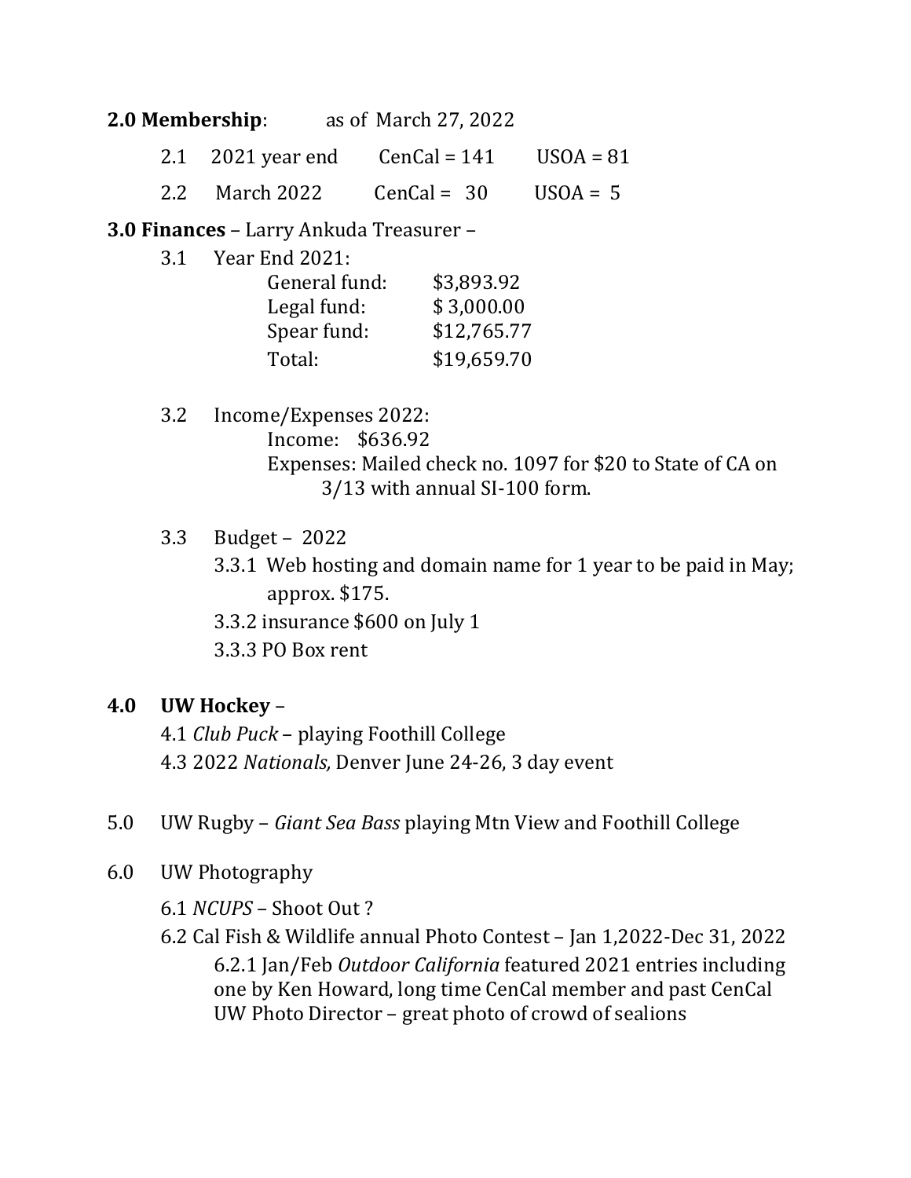**2.0 Membership**: as of March 27, 2022

2.1 2021 year end CenCal = 141 USOA = 81

2.2 March 2022 CenCal = 30 USOA = 5

**3.0 Finances** – Larry Ankuda Treasurer –

3.1 Year End 2021:

| | |
|---|---|
| General fund: | $3,893.92 |
| Legal fund: | $ 3,000.00 |
| Spear fund: | $12,765.77 |
| Total: | $19,659.70 |

3.2 Income/Expenses 2022:

Income: $636.92

Expenses: Mailed check no. 1097 for $20 to State of CA on 3/13 with annual SI-100 form.

3.3 Budget – 2022

3.3.1 Web hosting and domain name for 1 year to be paid in May; approx. $175.

3.3.2 insurance $600 on July 1

3.3.3 PO Box rent

**4.0 UW Hockey** –

4.1 *Club Puck* – playing Foothill College

4.3 2022 *Nationals,* Denver June 24-26, 3 day event

5.0 UW Rugby – *Giant Sea Bass* playing Mtn View and Foothill College

6.0 UW Photography

6.1 *NCUPS* – Shoot Out ?

6.2 Cal Fish & Wildlife annual Photo Contest – Jan 1,2022-Dec 31, 2022

6.2.1 Jan/Feb *Outdoor California* featured 2021 entries including one by Ken Howard, long time CenCal member and past CenCal UW Photo Director – great photo of crowd of sealions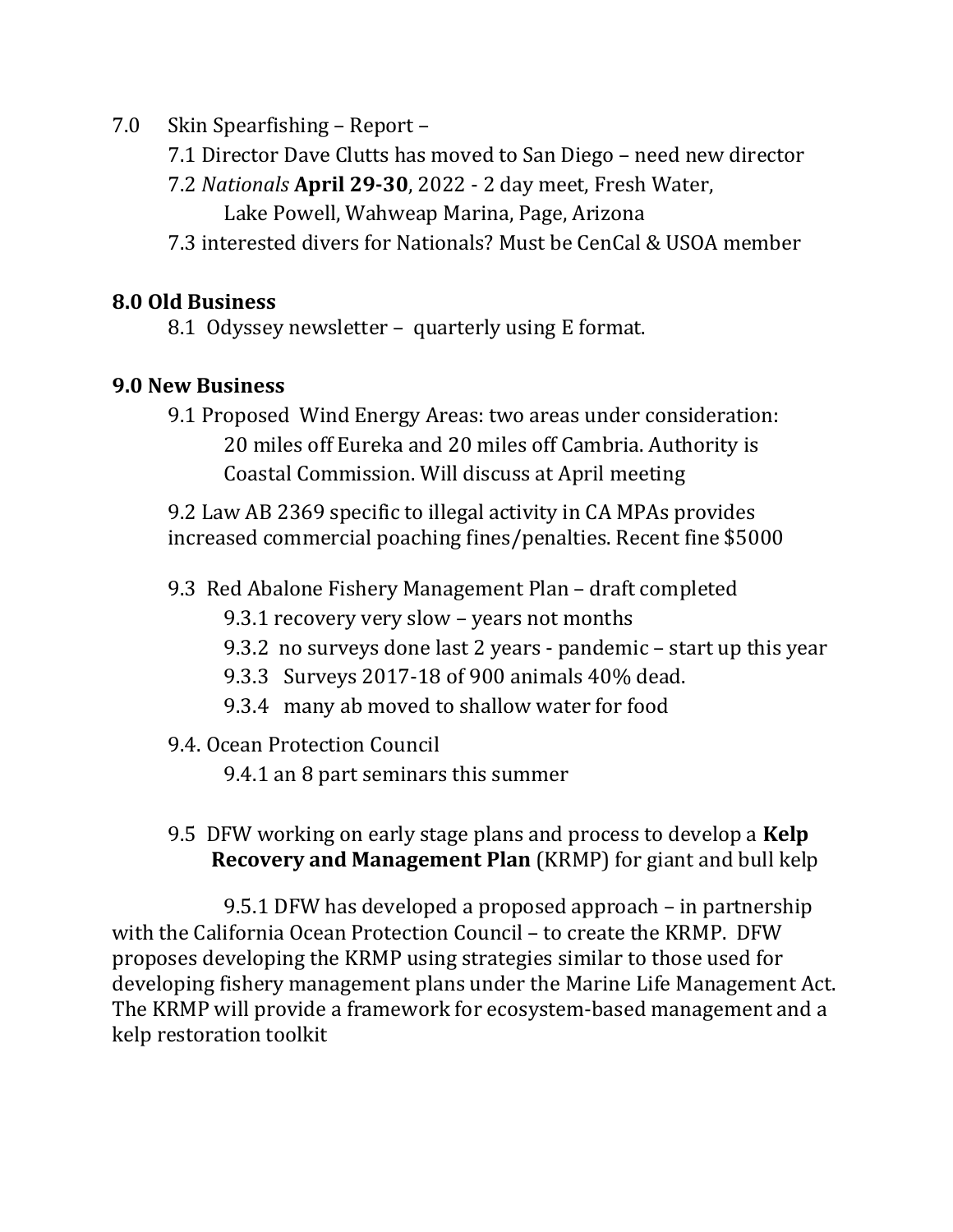7.0 Skin Spearfishing – Report –

7.1 Director Dave Clutts has moved to San Diego – need new director

7.2 *Nationals* **April 29-30**, 2022 - 2 day meet, Fresh Water, Lake Powell, Wahweap Marina, Page, Arizona

7.3 interested divers for Nationals? Must be CenCal & USOA member

**8.0 Old Business**

8.1 Odyssey newsletter – quarterly using E format.

**9.0 New Business**

9.1 Proposed Wind Energy Areas: two areas under consideration: 20 miles off Eureka and 20 miles off Cambria. Authority is Coastal Commission. Will discuss at April meeting

9.2 Law AB 2369 specific to illegal activity in CA MPAs provides increased commercial poaching fines/penalties. Recent fine $5000

9.3 Red Abalone Fishery Management Plan – draft completed

9.3.1 recovery very slow – years not months

9.3.2 no surveys done last 2 years - pandemic – start up this year

9.3.3 Surveys 2017-18 of 900 animals 40% dead.

9.3.4 many ab moved to shallow water for food

9.4. Ocean Protection Council

9.4.1 an 8 part seminars this summer

9.5 DFW working on early stage plans and process to develop a **Kelp Recovery and Management Plan** (KRMP) for giant and bull kelp

9.5.1 DFW has developed a proposed approach – in partnership with the California Ocean Protection Council – to create the KRMP. DFW proposes developing the KRMP using strategies similar to those used for developing fishery management plans under the Marine Life Management Act. The KRMP will provide a framework for ecosystem-based management and a kelp restoration toolkit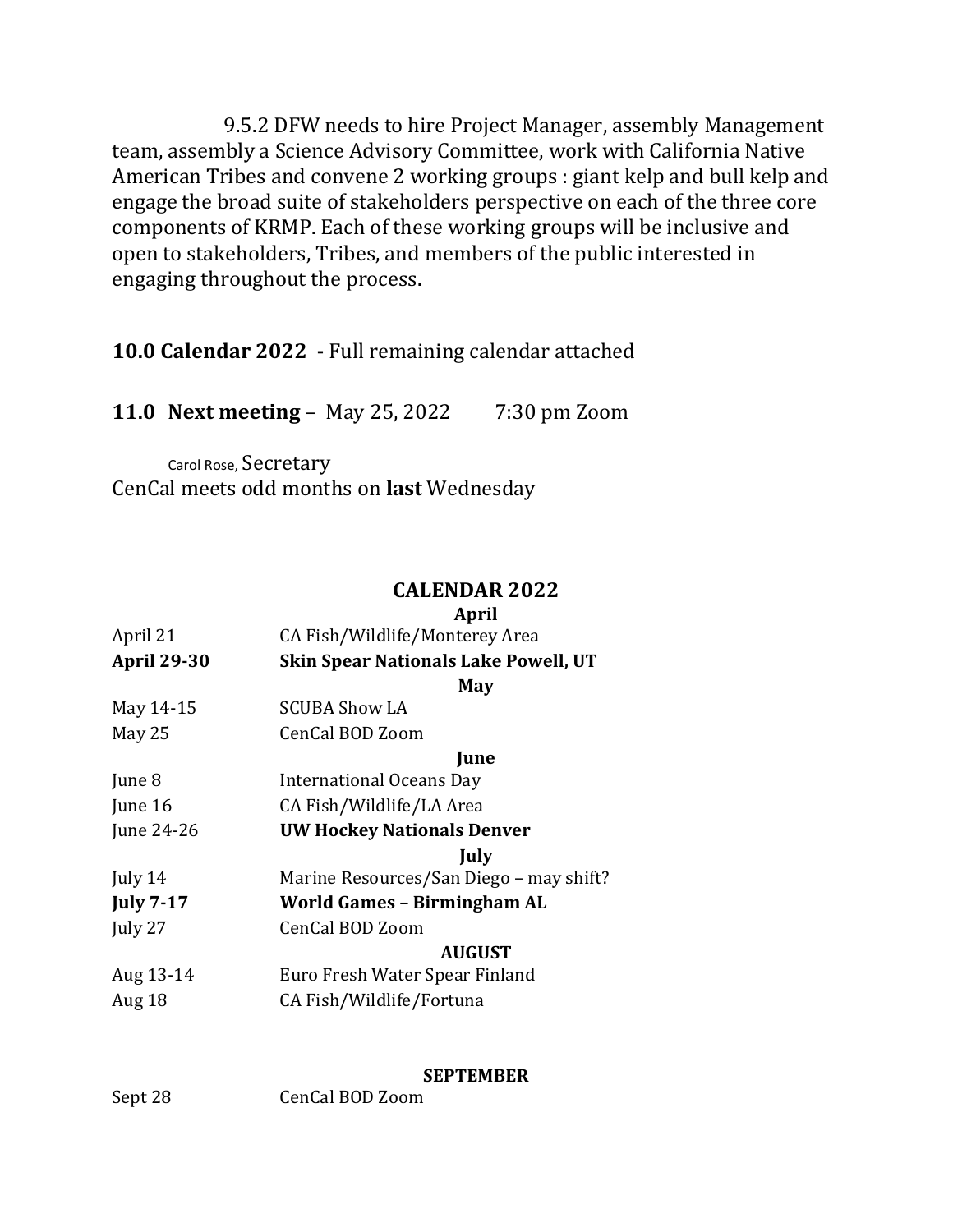9.5.2 DFW needs to hire Project Manager, assembly Management team, assembly a Science Advisory Committee, work with California Native American Tribes and convene 2 working groups : giant kelp and bull kelp and engage the broad suite of stakeholders perspective on each of the three core components of KRMP. Each of these working groups will be inclusive and open to stakeholders, Tribes, and members of the public interested in engaging throughout the process.

**10.0 Calendar 2022 -** Full remaining calendar attached

**11.0 Next meeting** – May 25, 2022 7:30 pm Zoom

Carol Rose, Secretary
CenCal meets odd months on **last** Wednesday

## CALENDAR 2022

| | |
|---|---|
| | **April** |
| April 21 | CA Fish/Wildlife/Monterey Area |
| **April 29-30** | **Skin Spear Nationals Lake Powell, UT** |
| | **May** |
| May 14-15 | SCUBA Show LA |
| May 25 | CenCal BOD Zoom |
| | **June** |
| June 8 | International Oceans Day |
| June 16 | CA Fish/Wildlife/LA Area |
| June 24-26 | **UW Hockey Nationals Denver** |
| | **July** |
| July 14 | Marine Resources/San Diego – may shift? |
| **July 7-17** | **World Games – Birmingham AL** |
| July 27 | CenCal BOD Zoom |
| | **AUGUST** |
| Aug 13-14 | Euro Fresh Water Spear Finland |
| Aug 18 | CA Fish/Wildlife/Fortuna |
| | **SEPTEMBER** |
| Sept 28 | CenCal BOD Zoom |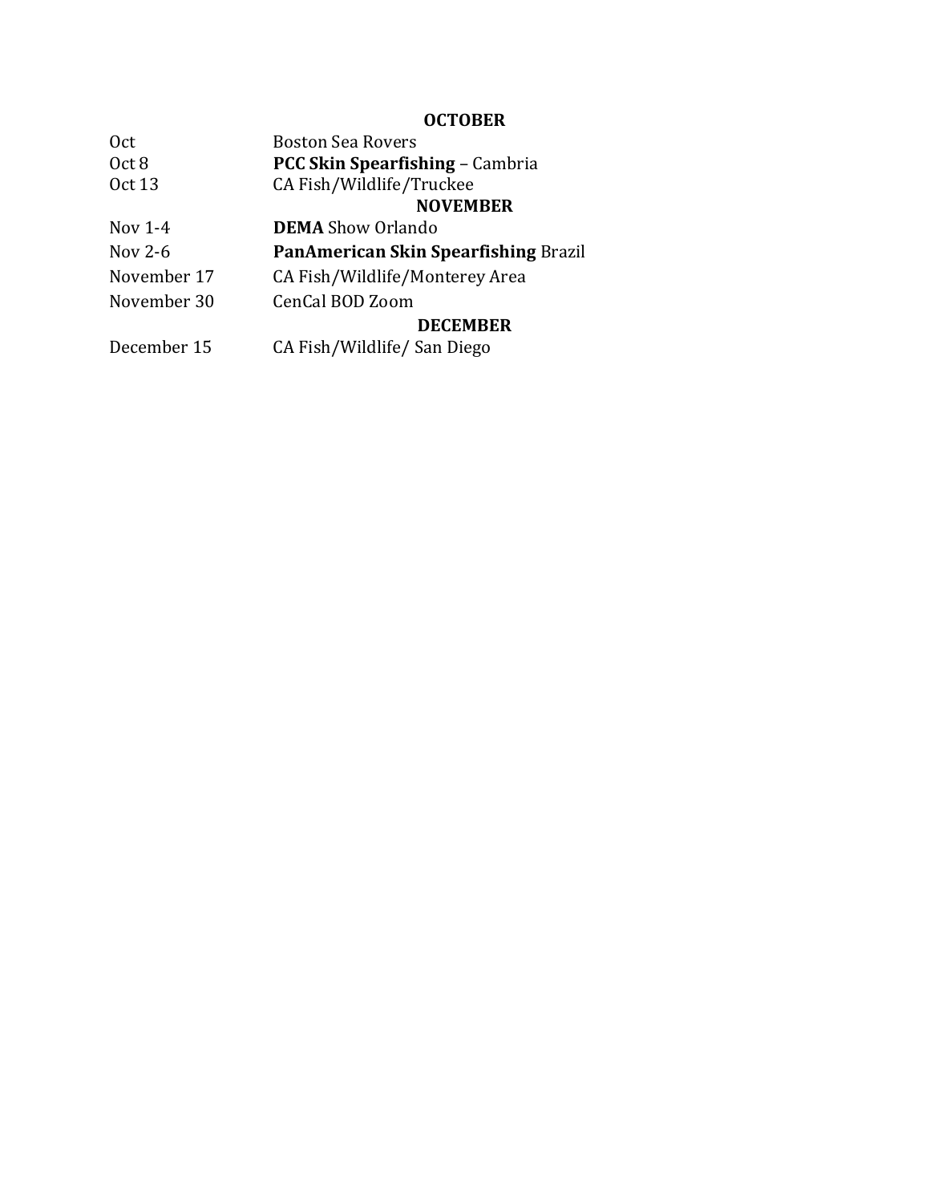**OCTOBER**

| | |
|---|---|
| Oct | Boston Sea Rovers |
| Oct 8 | **PCC Skin Spearfishing** – Cambria |
| Oct 13 | CA Fish/Wildlife/Truckee |

**NOVEMBER**

| | |
|---|---|
| Nov 1-4 | **DEMA** Show Orlando |
| Nov 2-6 | **PanAmerican Skin Spearfishing** Brazil |
| November 17 | CA Fish/Wildlife/Monterey Area |
| November 30 | CenCal BOD Zoom |

**DECEMBER**

| | |
|---|---|
| December 15 | CA Fish/Wildlife/ San Diego |